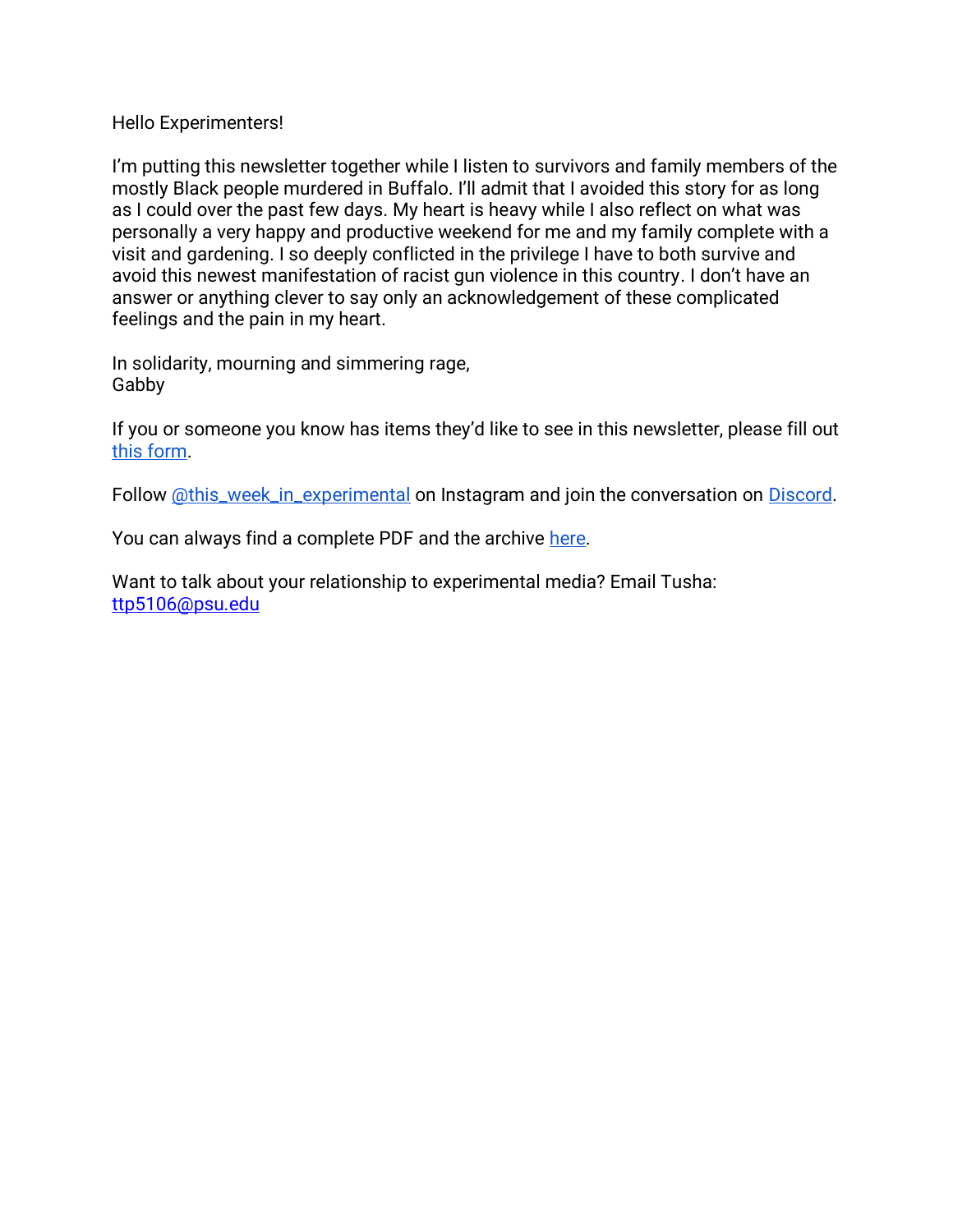Hello Experimenters!

I'm putting this newsletter together while I listen to survivors and family members of the mostly Black people murdered in Buffalo. I'll admit that I avoided this story for as long as I could over the past few days. My heart is heavy while I also reflect on what was personally a very happy and productive weekend for me and my family complete with a visit and gardening. I so deeply conflicted in the privilege I have to both survive and avoid this newest manifestation of racist gun violence in this country. I don't have an answer or anything clever to say only an acknowledgement of these complicated feelings and the pain in my heart.

In solidarity, mourning and simmering rage,
Gabby

If you or someone you know has items they'd like to see in this newsletter, please fill out [this form](#).

Follow [@this_week_in_experimental](#) on Instagram and join the conversation on [Discord](#).

You can always find a complete PDF and the archive [here](#).

Want to talk about your relationship to experimental media? Email Tusha: [ttp5106@psu.edu](mailto:ttp5106@psu.edu)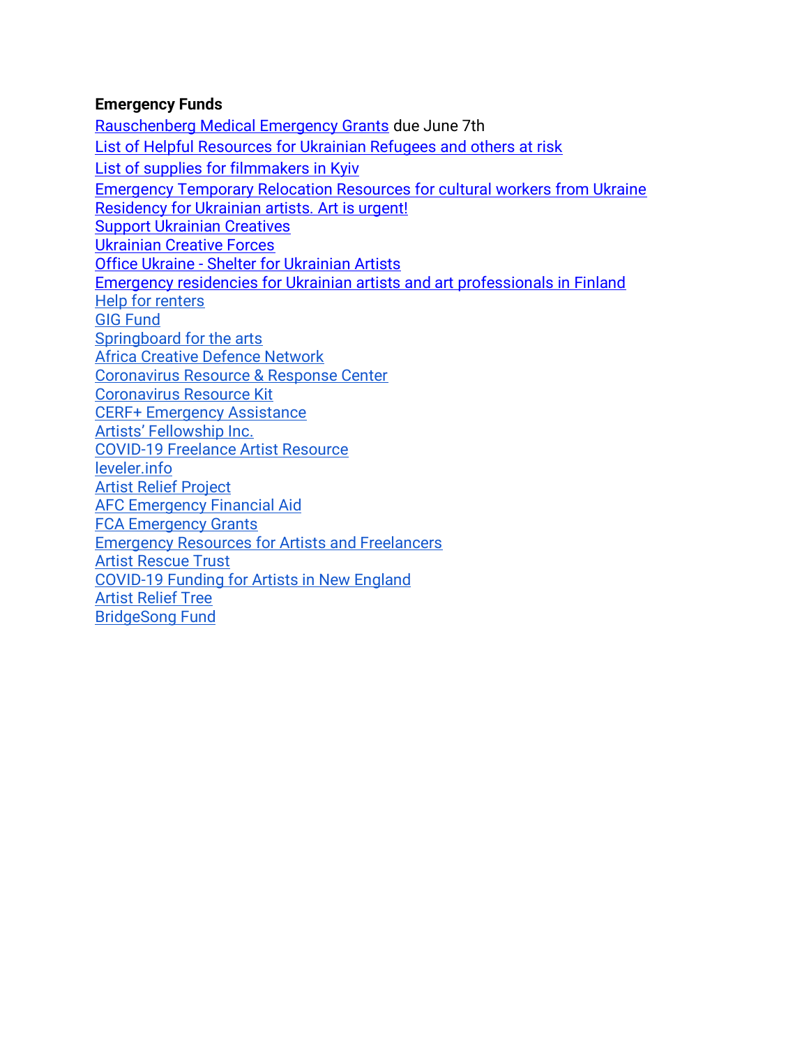**Emergency Funds**

Rauschenberg Medical Emergency Grants due June 7th
List of Helpful Resources for Ukrainian Refugees and others at risk
List of supplies for filmmakers in Kyiv
Emergency Temporary Relocation Resources for cultural workers from Ukraine
Residency for Ukrainian artists. Art is urgent!
Support Ukrainian Creatives
Ukrainian Creative Forces
Office Ukraine - Shelter for Ukrainian Artists
Emergency residencies for Ukrainian artists and art professionals in Finland
Help for renters
GIG Fund
Springboard for the arts
Africa Creative Defence Network
Coronavirus Resource & Response Center
Coronavirus Resource Kit
CERF+ Emergency Assistance
Artists' Fellowship Inc.
COVID-19 Freelance Artist Resource
leveler.info
Artist Relief Project
AFC Emergency Financial Aid
FCA Emergency Grants
Emergency Resources for Artists and Freelancers
Artist Rescue Trust
COVID-19 Funding for Artists in New England
Artist Relief Tree
BridgeSong Fund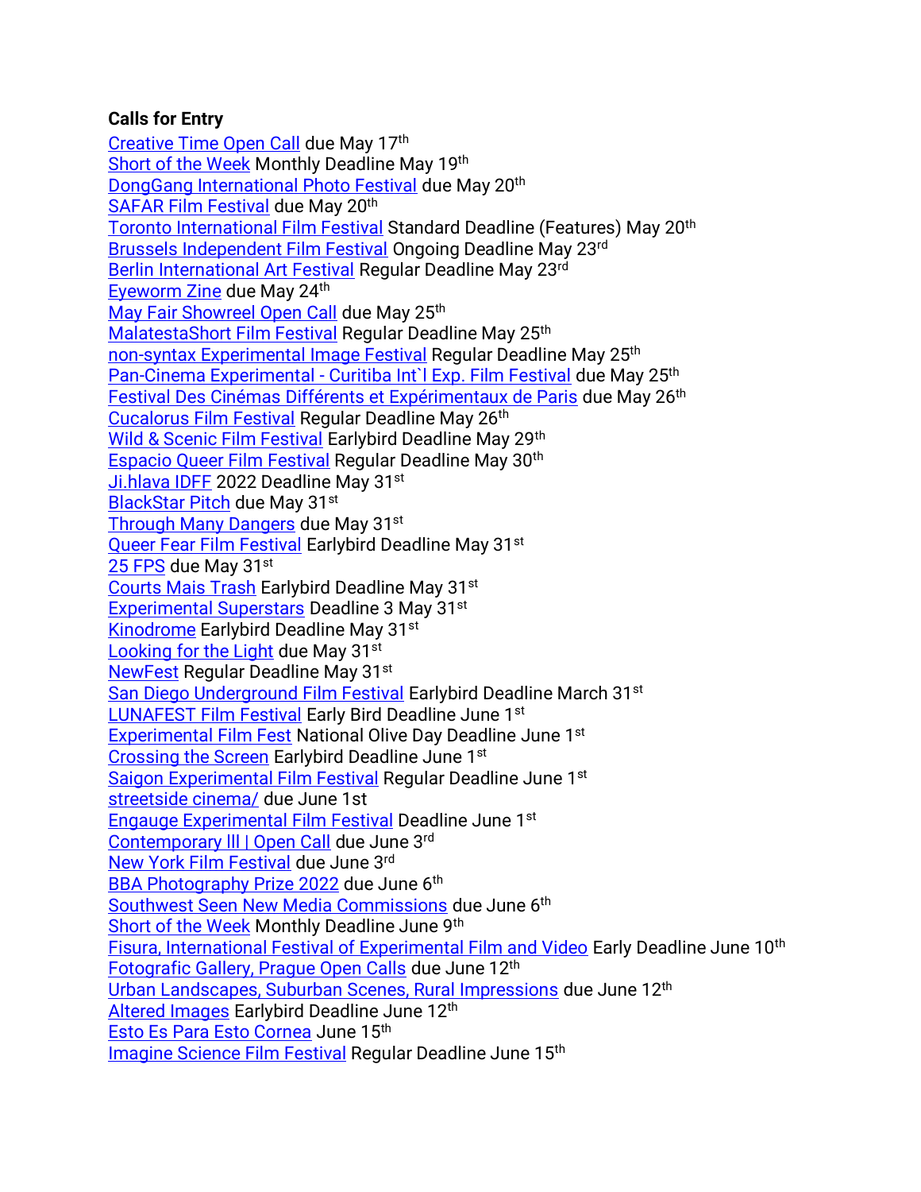**Calls for Entry**

Creative Time Open Call due May 17th
Short of the Week Monthly Deadline May 19th
DongGang International Photo Festival due May 20th
SAFAR Film Festival due May 20th
Toronto International Film Festival Standard Deadline (Features) May 20th
Brussels Independent Film Festival Ongoing Deadline May 23rd
Berlin International Art Festival Regular Deadline May 23rd
Eyeworm Zine due May 24th
May Fair Showreel Open Call due May 25th
MalatestaShort Film Festival Regular Deadline May 25th
non-syntax Experimental Image Festival Regular Deadline May 25th
Pan-Cinema Experimental - Curitiba Int`l Exp. Film Festival due May 25th
Festival Des Cinémas Différents et Expérimentaux de Paris due May 26th
Cucalorus Film Festival Regular Deadline May 26th
Wild & Scenic Film Festival Earlybird Deadline May 29th
Espacio Queer Film Festival Regular Deadline May 30th
Ji.hlava IDFF 2022 Deadline May 31st
BlackStar Pitch due May 31st
Through Many Dangers due May 31st
Queer Fear Film Festival Earlybird Deadline May 31st
25 FPS due May 31st
Courts Mais Trash Earlybird Deadline May 31st
Experimental Superstars Deadline 3 May 31st
Kinodrome Earlybird Deadline May 31st
Looking for the Light due May 31st
NewFest Regular Deadline May 31st
San Diego Underground Film Festival Earlybird Deadline March 31st
LUNAFEST Film Festival Early Bird Deadline June 1st
Experimental Film Fest National Olive Day Deadline June 1st
Crossing the Screen Earlybird Deadline June 1st
Saigon Experimental Film Festival Regular Deadline June 1st
streetside cinema/ due June 1st
Engauge Experimental Film Festival Deadline June 1st
Contemporary lll | Open Call due June 3rd
New York Film Festival due June 3rd
BBA Photography Prize 2022 due June 6th
Southwest Seen New Media Commissions due June 6th
Short of the Week Monthly Deadline June 9th
Fisura, International Festival of Experimental Film and Video Early Deadline June 10th
Fotografic Gallery, Prague Open Calls due June 12th
Urban Landscapes, Suburban Scenes, Rural Impressions due June 12th
Altered Images Earlybird Deadline June 12th
Esto Es Para Esto Cornea June 15th
Imagine Science Film Festival Regular Deadline June 15th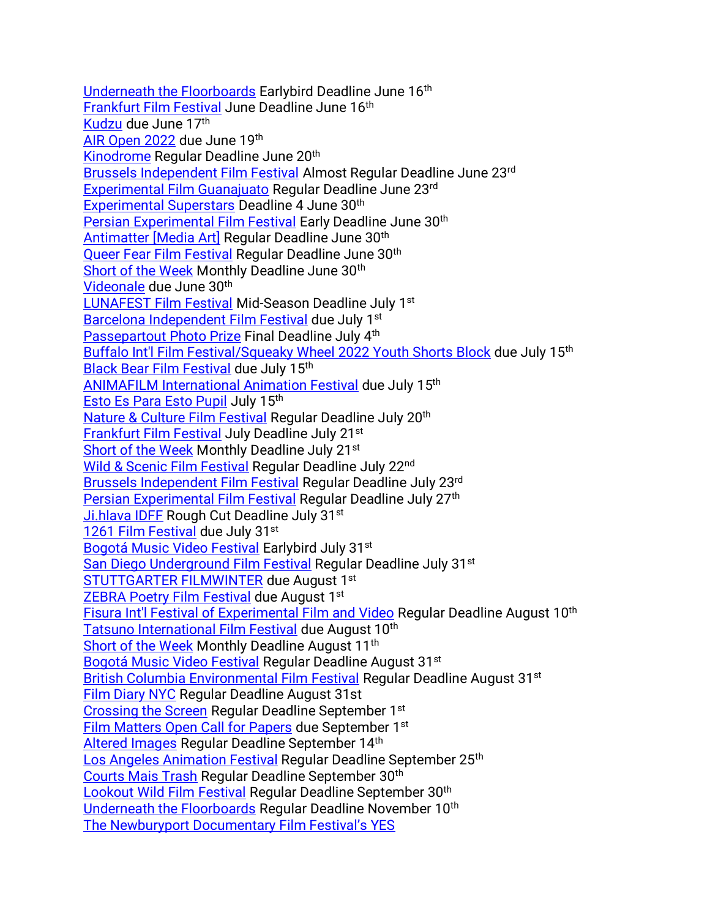Underneath the Floorboards Earlybird Deadline June 16th
Frankfurt Film Festival June Deadline June 16th
Kudzu due June 17th
AIR Open 2022 due June 19th
Kinodrome Regular Deadline June 20th
Brussels Independent Film Festival Almost Regular Deadline June 23rd
Experimental Film Guanajuato Regular Deadline June 23rd
Experimental Superstars Deadline 4 June 30th
Persian Experimental Film Festival Early Deadline June 30th
Antimatter [Media Art] Regular Deadline June 30th
Queer Fear Film Festival Regular Deadline June 30th
Short of the Week Monthly Deadline June 30th
Videonale due June 30th
LUNAFEST Film Festival Mid-Season Deadline July 1st
Barcelona Independent Film Festival due July 1st
Passepartout Photo Prize Final Deadline July 4th
Buffalo Int'l Film Festival/Squeaky Wheel 2022 Youth Shorts Block due July 15th
Black Bear Film Festival due July 15th
ANIMAFILM International Animation Festival due July 15th
Esto Es Para Esto Pupil July 15th
Nature & Culture Film Festival Regular Deadline July 20th
Frankfurt Film Festival July Deadline July 21st
Short of the Week Monthly Deadline July 21st
Wild & Scenic Film Festival Regular Deadline July 22nd
Brussels Independent Film Festival Regular Deadline July 23rd
Persian Experimental Film Festival Regular Deadline July 27th
Ji.hlava IDFF Rough Cut Deadline July 31st
1261 Film Festival due July 31st
Bogotá Music Video Festival Earlybird July 31st
San Diego Underground Film Festival Regular Deadline July 31st
STUTTGARTER FILMWINTER due August 1st
ZEBRA Poetry Film Festival due August 1st
Fisura Int'l Festival of Experimental Film and Video Regular Deadline August 10th
Tatsuno International Film Festival due August 10th
Short of the Week Monthly Deadline August 11th
Bogotá Music Video Festival Regular Deadline August 31st
British Columbia Environmental Film Festival Regular Deadline August 31st
Film Diary NYC Regular Deadline August 31st
Crossing the Screen Regular Deadline September 1st
Film Matters Open Call for Papers due September 1st
Altered Images Regular Deadline September 14th
Los Angeles Animation Festival Regular Deadline September 25th
Courts Mais Trash Regular Deadline September 30th
Lookout Wild Film Festival Regular Deadline September 30th
Underneath the Floorboards Regular Deadline November 10th
The Newburyport Documentary Film Festival's YES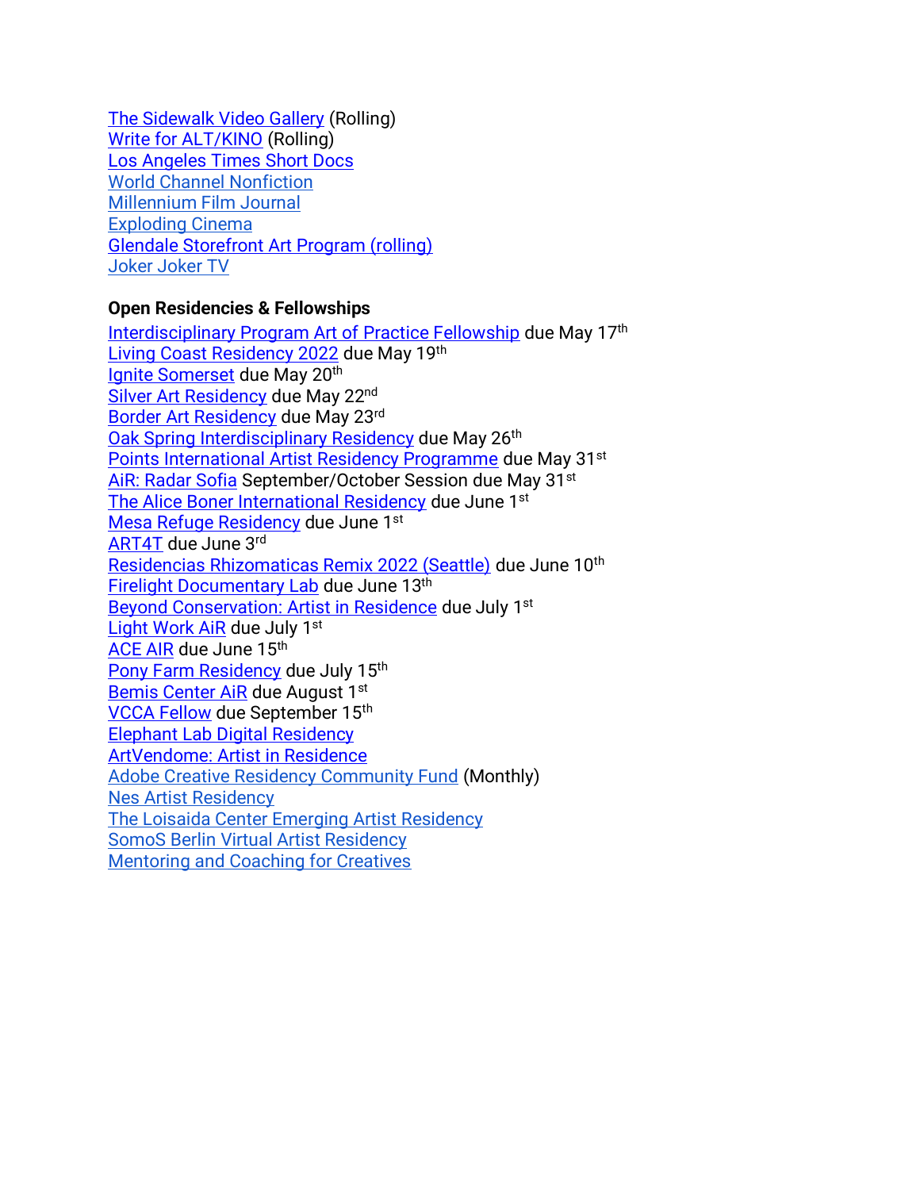The Sidewalk Video Gallery (Rolling)
Write for ALT/KINO (Rolling)
Los Angeles Times Short Docs
World Channel Nonfiction
Millennium Film Journal
Exploding Cinema
Glendale Storefront Art Program (rolling)
Joker Joker TV

**Open Residencies & Fellowships**

Interdisciplinary Program Art of Practice Fellowship due May 17th
Living Coast Residency 2022 due May 19th
Ignite Somerset due May 20th
Silver Art Residency due May 22nd
Border Art Residency due May 23rd
Oak Spring Interdisciplinary Residency due May 26th
Points International Artist Residency Programme due May 31st
AiR: Radar Sofia September/October Session due May 31st
The Alice Boner International Residency due June 1st
Mesa Refuge Residency due June 1st
ART4T due June 3rd
Residencias Rhizomaticas Remix 2022 (Seattle) due June 10th
Firelight Documentary Lab due June 13th
Beyond Conservation: Artist in Residence due July 1st
Light Work AiR due July 1st
ACE AIR due June 15th
Pony Farm Residency due July 15th
Bemis Center AiR due August 1st
VCCA Fellow due September 15th
Elephant Lab Digital Residency
ArtVendome: Artist in Residence
Adobe Creative Residency Community Fund (Monthly)
Nes Artist Residency
The Loisaida Center Emerging Artist Residency
SomoS Berlin Virtual Artist Residency
Mentoring and Coaching for Creatives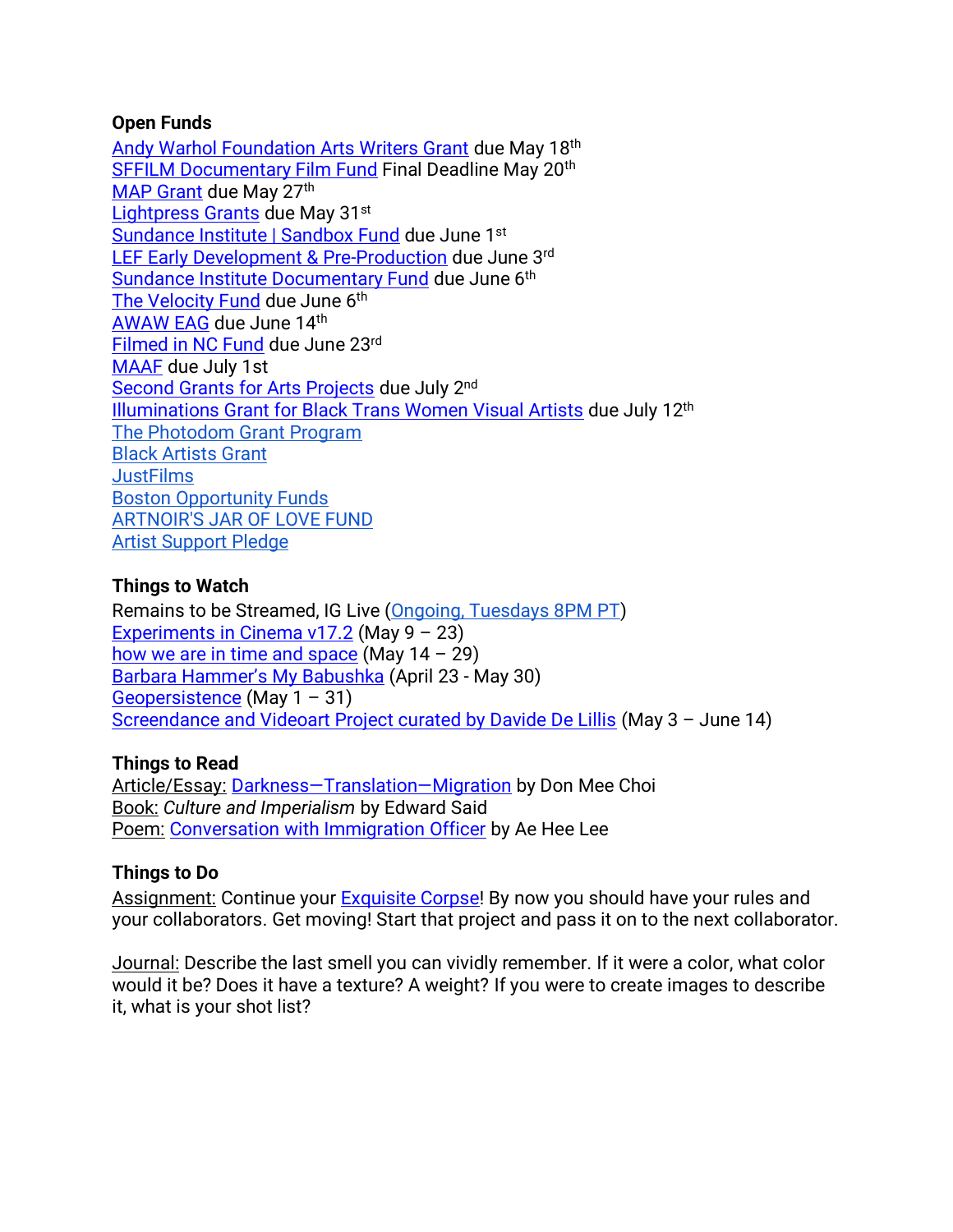**Open Funds**

Andy Warhol Foundation Arts Writers Grant due May 18th
SFFILM Documentary Film Fund Final Deadline May 20th
MAP Grant due May 27th
Lightpress Grants due May 31st
Sundance Institute | Sandbox Fund due June 1st
LEF Early Development & Pre-Production due June 3rd
Sundance Institute Documentary Fund due June 6th
The Velocity Fund due June 6th
AWAW EAG due June 14th
Filmed in NC Fund due June 23rd
MAAF due July 1st
Second Grants for Arts Projects due July 2nd
Illuminations Grant for Black Trans Women Visual Artists due July 12th
The Photodom Grant Program
Black Artists Grant
JustFilms
Boston Opportunity Funds
ARTNOIR'S JAR OF LOVE FUND
Artist Support Pledge

**Things to Watch**

Remains to be Streamed, IG Live (Ongoing, Tuesdays 8PM PT)
Experiments in Cinema v17.2 (May 9 – 23)
how we are in time and space (May 14 – 29)
Barbara Hammer's My Babushka (April 23 - May 30)
Geopersistence (May 1 – 31)
Screendance and Videoart Project curated by Davide De Lillis (May 3 – June 14)

**Things to Read**

Article/Essay: Darkness—Translation—Migration by Don Mee Choi
Book: *Culture and Imperialism* by Edward Said
Poem: Conversation with Immigration Officer by Ae Hee Lee

**Things to Do**

Assignment: Continue your Exquisite Corpse! By now you should have your rules and your collaborators. Get moving! Start that project and pass it on to the next collaborator.

Journal: Describe the last smell you can vividly remember. If it were a color, what color would it be? Does it have a texture? A weight? If you were to create images to describe it, what is your shot list?